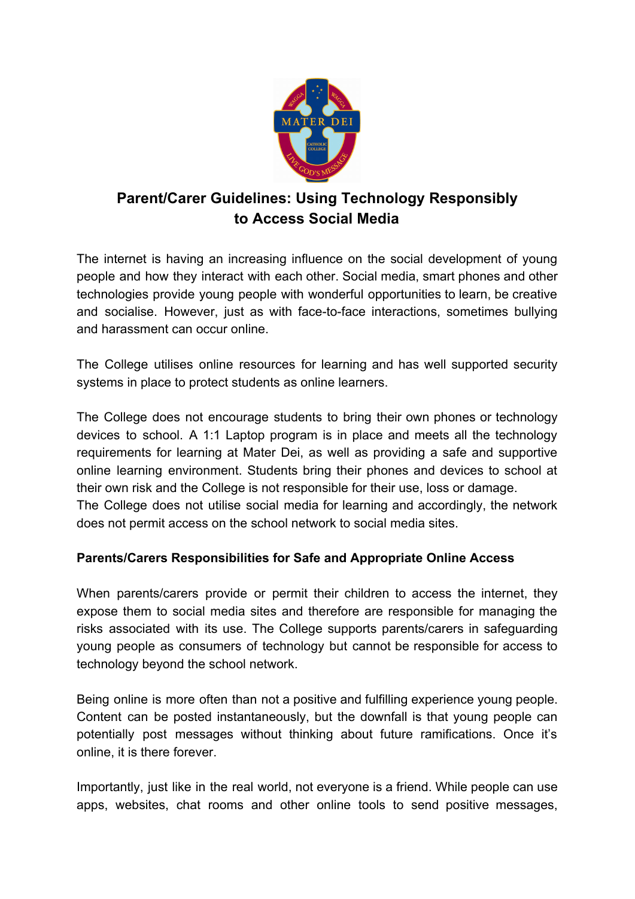# Parent/Carer Guidelines: Using Technology Responsibly to Access Social Media

The internet is having an increasing influence on the social development of young people and how they interact with each other. Social media, smart phones and other technologies provide young people with wonderful opportunities to learn, be creative and socialise. However, just as with face-to-face interactions, sometimes bullying and harassment can occur online.

The College utilises online resources for learning and has well supported security systems in place to protect students as online learners.

The College does not encourage students to bring their own phones or technology devices to school. A 1:1 Laptop program is in place and meets all the technology requirements for learning at Mater Dei, as well as providing a safe and supportive online learning environment. Students bring their phones and devices to school at their own risk and the College is not responsible for their use, loss or damage.
The College does not utilise social media for learning and accordingly, the network does not permit access on the school network to social media sites.

**Parents/Carers Responsibilities for Safe and Appropriate Online Access**

When parents/carers provide or permit their children to access the internet, they expose them to social media sites and therefore are responsible for managing the risks associated with its use. The College supports parents/carers in safeguarding young people as consumers of technology but cannot be responsible for access to technology beyond the school network.

Being online is more often than not a positive and fulfilling experience young people. Content can be posted instantaneously, but the downfall is that young people can potentially post messages without thinking about future ramifications. Once it's online, it is there forever.

Importantly, just like in the real world, not everyone is a friend. While people can use apps, websites, chat rooms and other online tools to send positive messages,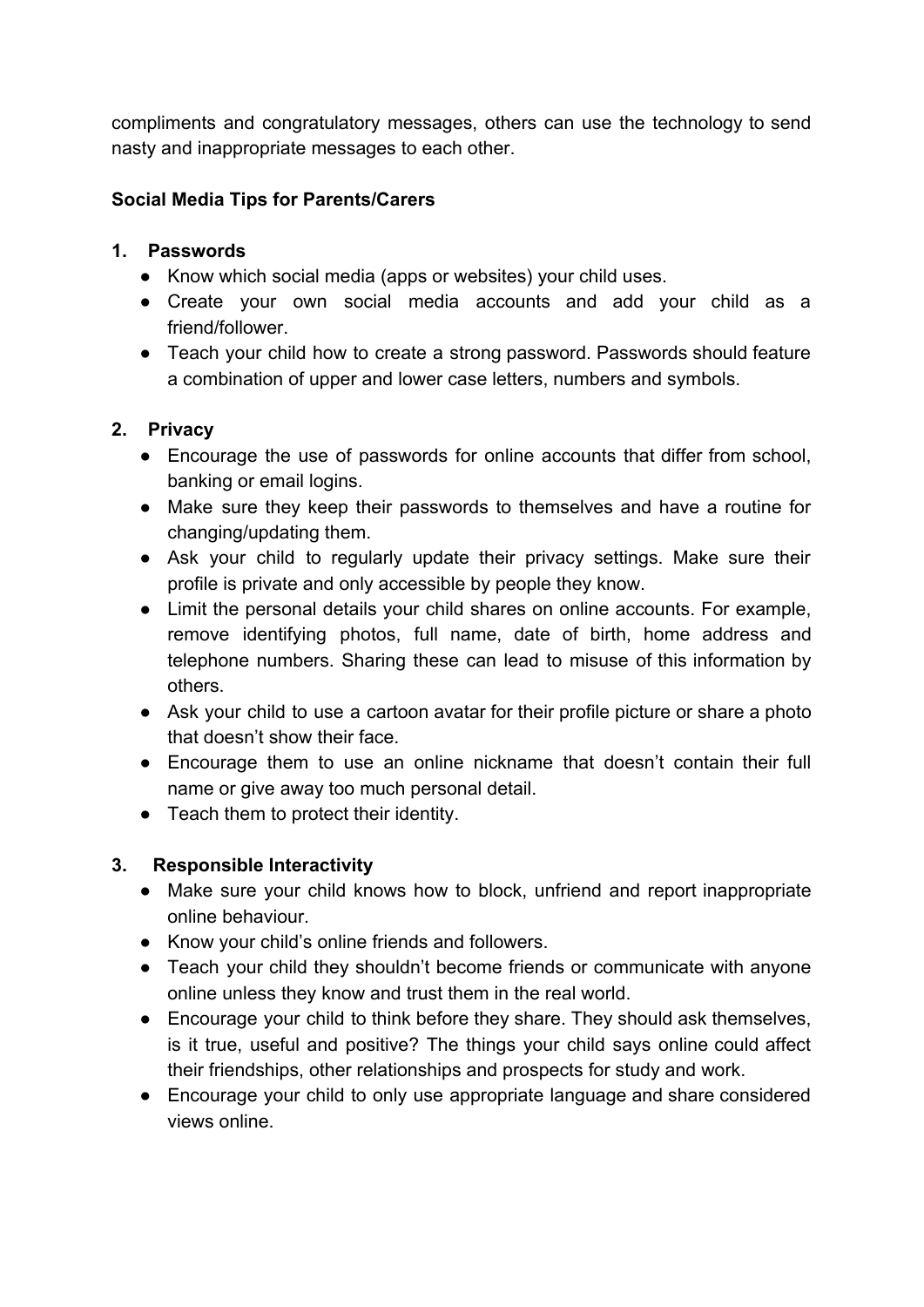compliments and congratulatory messages, others can use the technology to send nasty and inappropriate messages to each other.

**Social Media Tips for Parents/Carers**

1. **Passwords**
   - Know which social media (apps or websites) your child uses.
   - Create your own social media accounts and add your child as a friend/follower.
   - Teach your child how to create a strong password. Passwords should feature a combination of upper and lower case letters, numbers and symbols.

2. **Privacy**
   - Encourage the use of passwords for online accounts that differ from school, banking or email logins.
   - Make sure they keep their passwords to themselves and have a routine for changing/updating them.
   - Ask your child to regularly update their privacy settings. Make sure their profile is private and only accessible by people they know.
   - Limit the personal details your child shares on online accounts. For example, remove identifying photos, full name, date of birth, home address and telephone numbers. Sharing these can lead to misuse of this information by others.
   - Ask your child to use a cartoon avatar for their profile picture or share a photo that doesn't show their face.
   - Encourage them to use an online nickname that doesn't contain their full name or give away too much personal detail.
   - Teach them to protect their identity.

3. **Responsible Interactivity**
   - Make sure your child knows how to block, unfriend and report inappropriate online behaviour.
   - Know your child's online friends and followers.
   - Teach your child they shouldn't become friends or communicate with anyone online unless they know and trust them in the real world.
   - Encourage your child to think before they share. They should ask themselves, is it true, useful and positive? The things your child says online could affect their friendships, other relationships and prospects for study and work.
   - Encourage your child to only use appropriate language and share considered views online.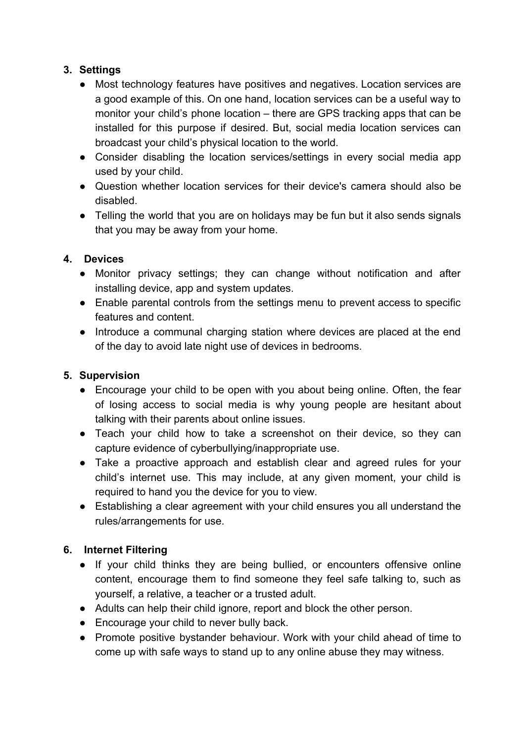3. **Settings**
   - Most technology features have positives and negatives. Location services are a good example of this. On one hand, location services can be a useful way to monitor your child's phone location – there are GPS tracking apps that can be installed for this purpose if desired. But, social media location services can broadcast your child's physical location to the world.
   - Consider disabling the location services/settings in every social media app used by your child.
   - Question whether location services for their device's camera should also be disabled.
   - Telling the world that you are on holidays may be fun but it also sends signals that you may be away from your home.

4. **Devices**
   - Monitor privacy settings; they can change without notification and after installing device, app and system updates.
   - Enable parental controls from the settings menu to prevent access to specific features and content.
   - Introduce a communal charging station where devices are placed at the end of the day to avoid late night use of devices in bedrooms.

5. **Supervision**
   - Encourage your child to be open with you about being online. Often, the fear of losing access to social media is why young people are hesitant about talking with their parents about online issues.
   - Teach your child how to take a screenshot on their device, so they can capture evidence of cyberbullying/inappropriate use.
   - Take a proactive approach and establish clear and agreed rules for your child's internet use. This may include, at any given moment, your child is required to hand you the device for you to view.
   - Establishing a clear agreement with your child ensures you all understand the rules/arrangements for use.

6. **Internet Filtering**
   - If your child thinks they are being bullied, or encounters offensive online content, encourage them to find someone they feel safe talking to, such as yourself, a relative, a teacher or a trusted adult.
   - Adults can help their child ignore, report and block the other person.
   - Encourage your child to never bully back.
   - Promote positive bystander behaviour. Work with your child ahead of time to come up with safe ways to stand up to any online abuse they may witness.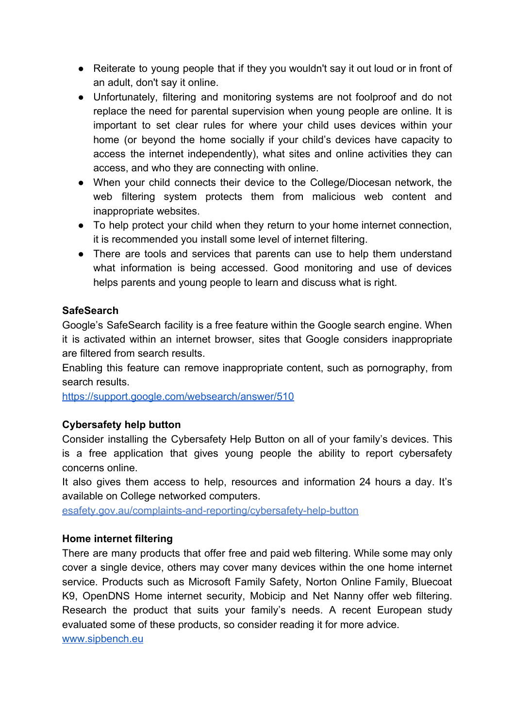- Reiterate to young people that if they you wouldn't say it out loud or in front of an adult, don't say it online.
- Unfortunately, filtering and monitoring systems are not foolproof and do not replace the need for parental supervision when young people are online. It is important to set clear rules for where your child uses devices within your home (or beyond the home socially if your child's devices have capacity to access the internet independently), what sites and online activities they can access, and who they are connecting with online.
- When your child connects their device to the College/Diocesan network, the web filtering system protects them from malicious web content and inappropriate websites.
- To help protect your child when they return to your home internet connection, it is recommended you install some level of internet filtering.
- There are tools and services that parents can use to help them understand what information is being accessed. Good monitoring and use of devices helps parents and young people to learn and discuss what is right.

**SafeSearch**

Google's SafeSearch facility is a free feature within the Google search engine. When it is activated within an internet browser, sites that Google considers inappropriate are filtered from search results.

Enabling this feature can remove inappropriate content, such as pornography, from search results.

[https://support.google.com/websearch/answer/510](https://support.google.com/websearch/answer/510)

**Cybersafety help button**

Consider installing the Cybersafety Help Button on all of your family's devices. This is a free application that gives young people the ability to report cybersafety concerns online.

It also gives them access to help, resources and information 24 hours a day. It's available on College networked computers.

[esafety.gov.au/complaints-and-reporting/cybersafety-help-button](esafety.gov.au/complaints-and-reporting/cybersafety-help-button)

**Home internet filtering**

There are many products that offer free and paid web filtering. While some may only cover a single device, others may cover many devices within the one home internet service. Products such as Microsoft Family Safety, Norton Online Family, Bluecoat K9, OpenDNS Home internet security, Mobicip and Net Nanny offer web filtering. Research the product that suits your family's needs. A recent European study evaluated some of these products, so consider reading it for more advice.

[www.sipbench.eu](www.sipbench.eu)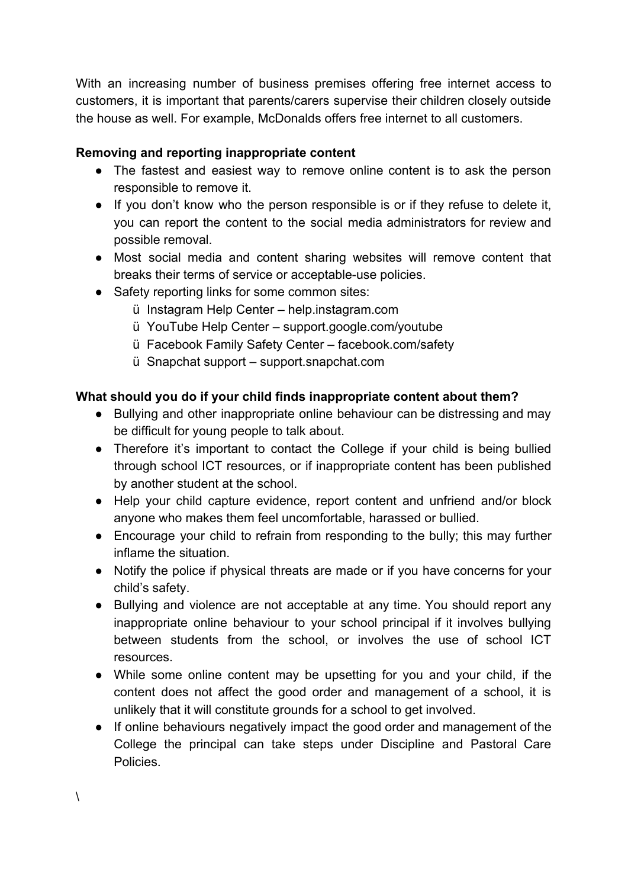With an increasing number of business premises offering free internet access to customers, it is important that parents/carers supervise their children closely outside the house as well. For example, McDonalds offers free internet to all customers.

**Removing and reporting inappropriate content**

- The fastest and easiest way to remove online content is to ask the person responsible to remove it.
- If you don't know who the person responsible is or if they refuse to delete it, you can report the content to the social media administrators for review and possible removal.
- Most social media and content sharing websites will remove content that breaks their terms of service or acceptable-use policies.
- Safety reporting links for some common sites:
  - ü Instagram Help Center – help.instagram.com
  - ü YouTube Help Center – support.google.com/youtube
  - ü Facebook Family Safety Center – facebook.com/safety
  - ü Snapchat support – support.snapchat.com

**What should you do if your child finds inappropriate content about them?**

- Bullying and other inappropriate online behaviour can be distressing and may be difficult for young people to talk about.
- Therefore it's important to contact the College if your child is being bullied through school ICT resources, or if inappropriate content has been published by another student at the school.
- Help your child capture evidence, report content and unfriend and/or block anyone who makes them feel uncomfortable, harassed or bullied.
- Encourage your child to refrain from responding to the bully; this may further inflame the situation.
- Notify the police if physical threats are made or if you have concerns for your child's safety.
- Bullying and violence are not acceptable at any time. You should report any inappropriate online behaviour to your school principal if it involves bullying between students from the school, or involves the use of school ICT resources.
- While some online content may be upsetting for you and your child, if the content does not affect the good order and management of a school, it is unlikely that it will constitute grounds for a school to get involved.
- If online behaviours negatively impact the good order and management of the College the principal can take steps under Discipline and Pastoral Care Policies.

\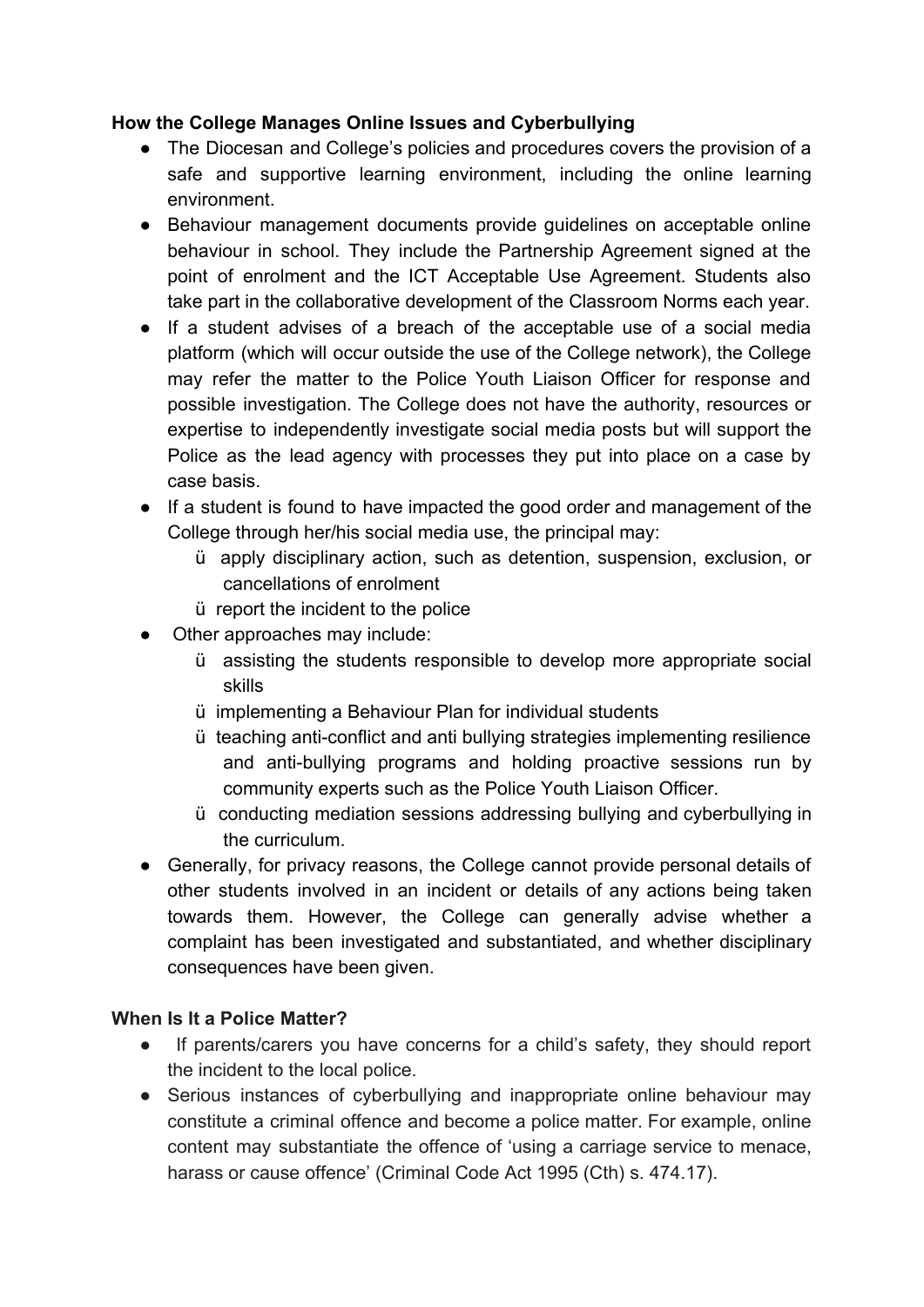**How the College Manages Online Issues and Cyberbullying**

- The Diocesan and College's policies and procedures covers the provision of a safe and supportive learning environment, including the online learning environment.
- Behaviour management documents provide guidelines on acceptable online behaviour in school. They include the Partnership Agreement signed at the point of enrolment and the ICT Acceptable Use Agreement. Students also take part in the collaborative development of the Classroom Norms each year.
- If a student advises of a breach of the acceptable use of a social media platform (which will occur outside the use of the College network), the College may refer the matter to the Police Youth Liaison Officer for response and possible investigation. The College does not have the authority, resources or expertise to independently investigate social media posts but will support the Police as the lead agency with processes they put into place on a case by case basis.
- If a student is found to have impacted the good order and management of the College through her/his social media use, the principal may:
  - ü apply disciplinary action, such as detention, suspension, exclusion, or cancellations of enrolment
  - ü report the incident to the police
- Other approaches may include:
  - ü assisting the students responsible to develop more appropriate social skills
  - ü implementing a Behaviour Plan for individual students
  - ü teaching anti-conflict and anti bullying strategies implementing resilience and anti-bullying programs and holding proactive sessions run by community experts such as the Police Youth Liaison Officer.
  - ü conducting mediation sessions addressing bullying and cyberbullying in the curriculum.
- Generally, for privacy reasons, the College cannot provide personal details of other students involved in an incident or details of any actions being taken towards them. However, the College can generally advise whether a complaint has been investigated and substantiated, and whether disciplinary consequences have been given.

**When Is It a Police Matter?**

- If parents/carers you have concerns for a child's safety, they should report the incident to the local police.
- Serious instances of cyberbullying and inappropriate online behaviour may constitute a criminal offence and become a police matter. For example, online content may substantiate the offence of 'using a carriage service to menace, harass or cause offence' (Criminal Code Act 1995 (Cth) s. 474.17).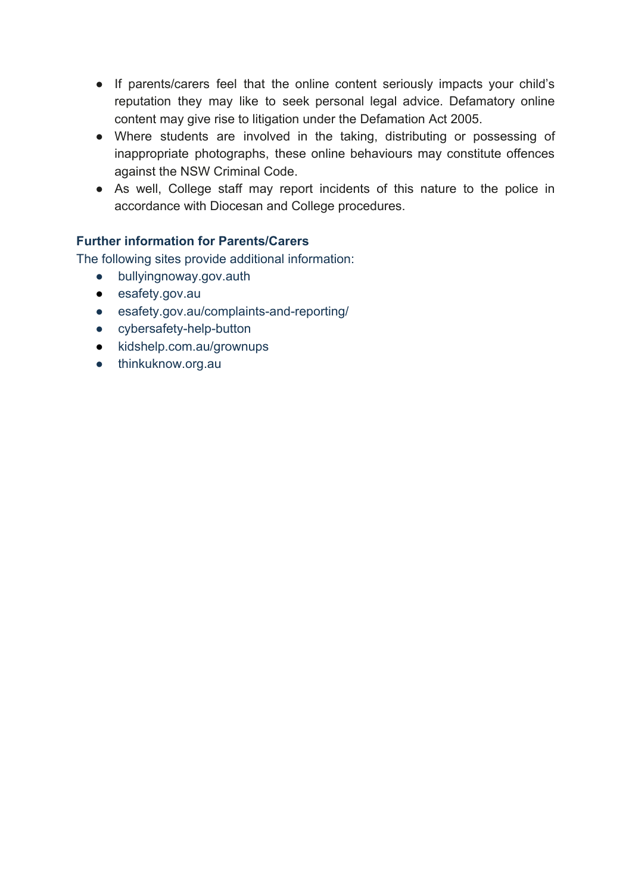- If parents/carers feel that the online content seriously impacts your child's reputation they may like to seek personal legal advice. Defamatory online content may give rise to litigation under the Defamation Act 2005.
- Where students are involved in the taking, distributing or possessing of inappropriate photographs, these online behaviours may constitute offences against the NSW Criminal Code.
- As well, College staff may report incidents of this nature to the police in accordance with Diocesan and College procedures.

**Further information for Parents/Carers**

The following sites provide additional information:

- bullyingnoway.gov.auth
- esafety.gov.au
- esafety.gov.au/complaints-and-reporting/
- cybersafety-help-button
- kidshelp.com.au/grownups
- thinkuknow.org.au